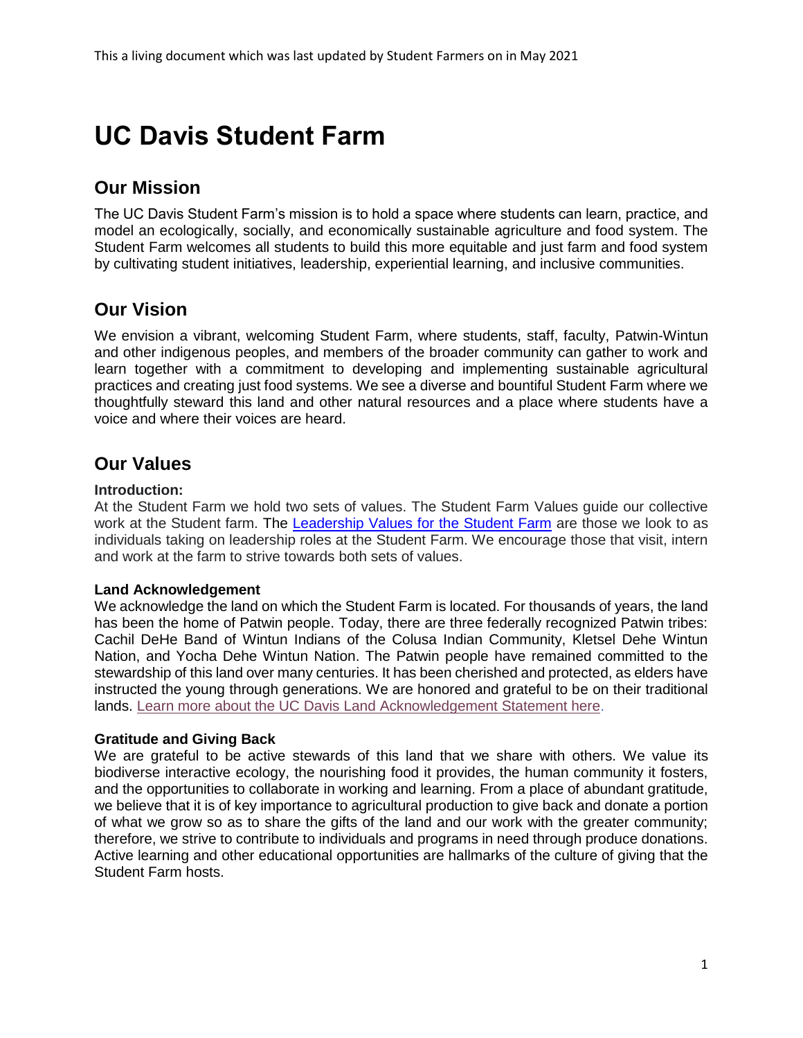This a living document which was last updated by Student Farmers on in May 2021

# UC Davis Student Farm

## Our Mission

The UC Davis Student Farm's mission is to hold a space where students can learn, practice, and model an ecologically, socially, and economically sustainable agriculture and food system. The Student Farm welcomes all students to build this more equitable and just farm and food system by cultivating student initiatives, leadership, experiential learning, and inclusive communities.

## Our Vision

We envision a vibrant, welcoming Student Farm, where students, staff, faculty, Patwin-Wintun and other indigenous peoples, and members of the broader community can gather to work and learn together with a commitment to developing and implementing sustainable agricultural practices and creating just food systems. We see a diverse and bountiful Student Farm where we thoughtfully steward this land and other natural resources and a place where students have a voice and where their voices are heard.

## Our Values

### Introduction:

At the Student Farm we hold two sets of values. The Student Farm Values guide our collective work at the Student farm. The [Leadership Values for the Student Farm] are those we look to as individuals taking on leadership roles at the Student Farm. We encourage those that visit, intern and work at the farm to strive towards both sets of values.

### Land Acknowledgement

We acknowledge the land on which the Student Farm is located. For thousands of years, the land has been the home of Patwin people. Today, there are three federally recognized Patwin tribes: Cachil DeHe Band of Wintun Indians of the Colusa Indian Community, Kletsel Dehe Wintun Nation, and Yocha Dehe Wintun Nation. The Patwin people have remained committed to the stewardship of this land over many centuries. It has been cherished and protected, as elders have instructed the young through generations. We are honored and grateful to be on their traditional lands. [Learn more about the UC Davis Land Acknowledgement Statement here].

### Gratitude and Giving Back

We are grateful to be active stewards of this land that we share with others. We value its biodiverse interactive ecology, the nourishing food it provides, the human community it fosters, and the opportunities to collaborate in working and learning. From a place of abundant gratitude, we believe that it is of key importance to agricultural production to give back and donate a portion of what we grow so as to share the gifts of the land and our work with the greater community; therefore, we strive to contribute to individuals and programs in need through produce donations. Active learning and other educational opportunities are hallmarks of the culture of giving that the Student Farm hosts.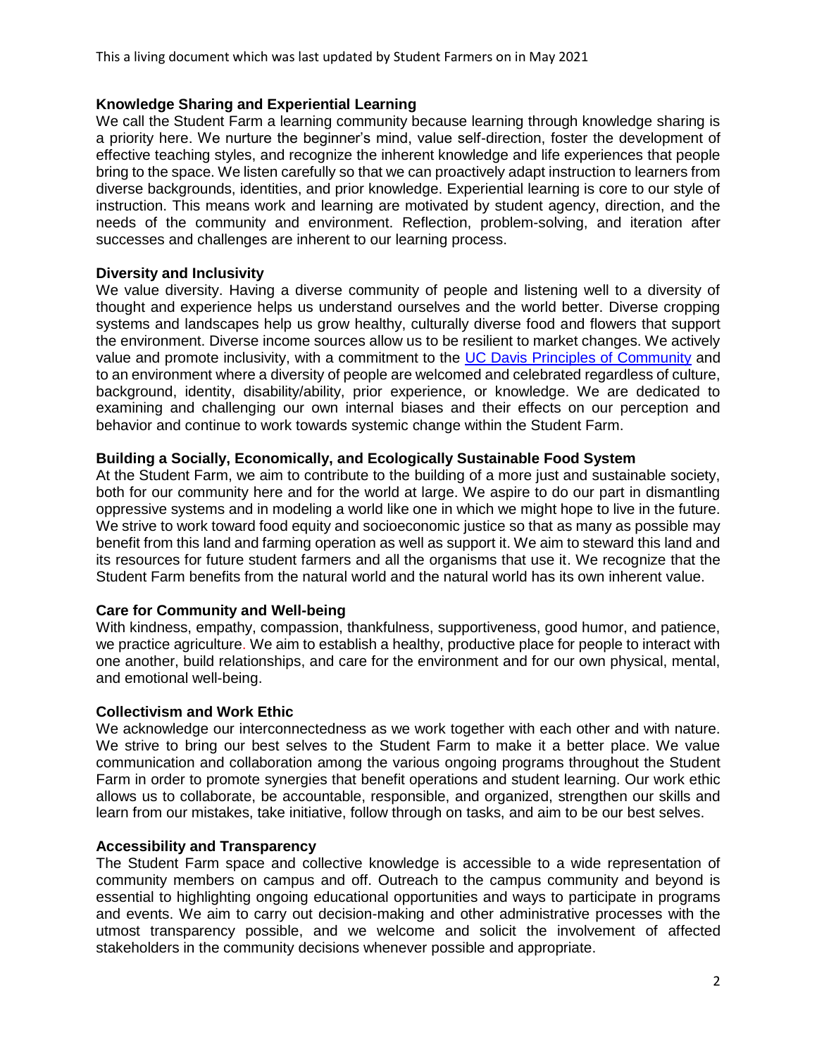This a living document which was last updated by Student Farmers on in May 2021

**Knowledge Sharing and Experiential Learning**

We call the Student Farm a learning community because learning through knowledge sharing is a priority here. We nurture the beginner's mind, value self-direction, foster the development of effective teaching styles, and recognize the inherent knowledge and life experiences that people bring to the space. We listen carefully so that we can proactively adapt instruction to learners from diverse backgrounds, identities, and prior knowledge. Experiential learning is core to our style of instruction. This means work and learning are motivated by student agency, direction, and the needs of the community and environment. Reflection, problem-solving, and iteration after successes and challenges are inherent to our learning process.

**Diversity and Inclusivity**

We value diversity. Having a diverse community of people and listening well to a diversity of thought and experience helps us understand ourselves and the world better. Diverse cropping systems and landscapes help us grow healthy, culturally diverse food and flowers that support the environment. Diverse income sources allow us to be resilient to market changes. We actively value and promote inclusivity, with a commitment to the UC Davis Principles of Community and to an environment where a diversity of people are welcomed and celebrated regardless of culture, background, identity, disability/ability, prior experience, or knowledge. We are dedicated to examining and challenging our own internal biases and their effects on our perception and behavior and continue to work towards systemic change within the Student Farm.

**Building a Socially, Economically, and Ecologically Sustainable Food System**

At the Student Farm, we aim to contribute to the building of a more just and sustainable society, both for our community here and for the world at large. We aspire to do our part in dismantling oppressive systems and in modeling a world like one in which we might hope to live in the future. We strive to work toward food equity and socioeconomic justice so that as many as possible may benefit from this land and farming operation as well as support it. We aim to steward this land and its resources for future student farmers and all the organisms that use it. We recognize that the Student Farm benefits from the natural world and the natural world has its own inherent value.

**Care for Community and Well-being**

With kindness, empathy, compassion, thankfulness, supportiveness, good humor, and patience, we practice agriculture. We aim to establish a healthy, productive place for people to interact with one another, build relationships, and care for the environment and for our own physical, mental, and emotional well-being.

**Collectivism and Work Ethic**

We acknowledge our interconnectedness as we work together with each other and with nature. We strive to bring our best selves to the Student Farm to make it a better place. We value communication and collaboration among the various ongoing programs throughout the Student Farm in order to promote synergies that benefit operations and student learning. Our work ethic allows us to collaborate, be accountable, responsible, and organized, strengthen our skills and learn from our mistakes, take initiative, follow through on tasks, and aim to be our best selves.

**Accessibility and Transparency**

The Student Farm space and collective knowledge is accessible to a wide representation of community members on campus and off. Outreach to the campus community and beyond is essential to highlighting ongoing educational opportunities and ways to participate in programs and events. We aim to carry out decision-making and other administrative processes with the utmost transparency possible, and we welcome and solicit the involvement of affected stakeholders in the community decisions whenever possible and appropriate.